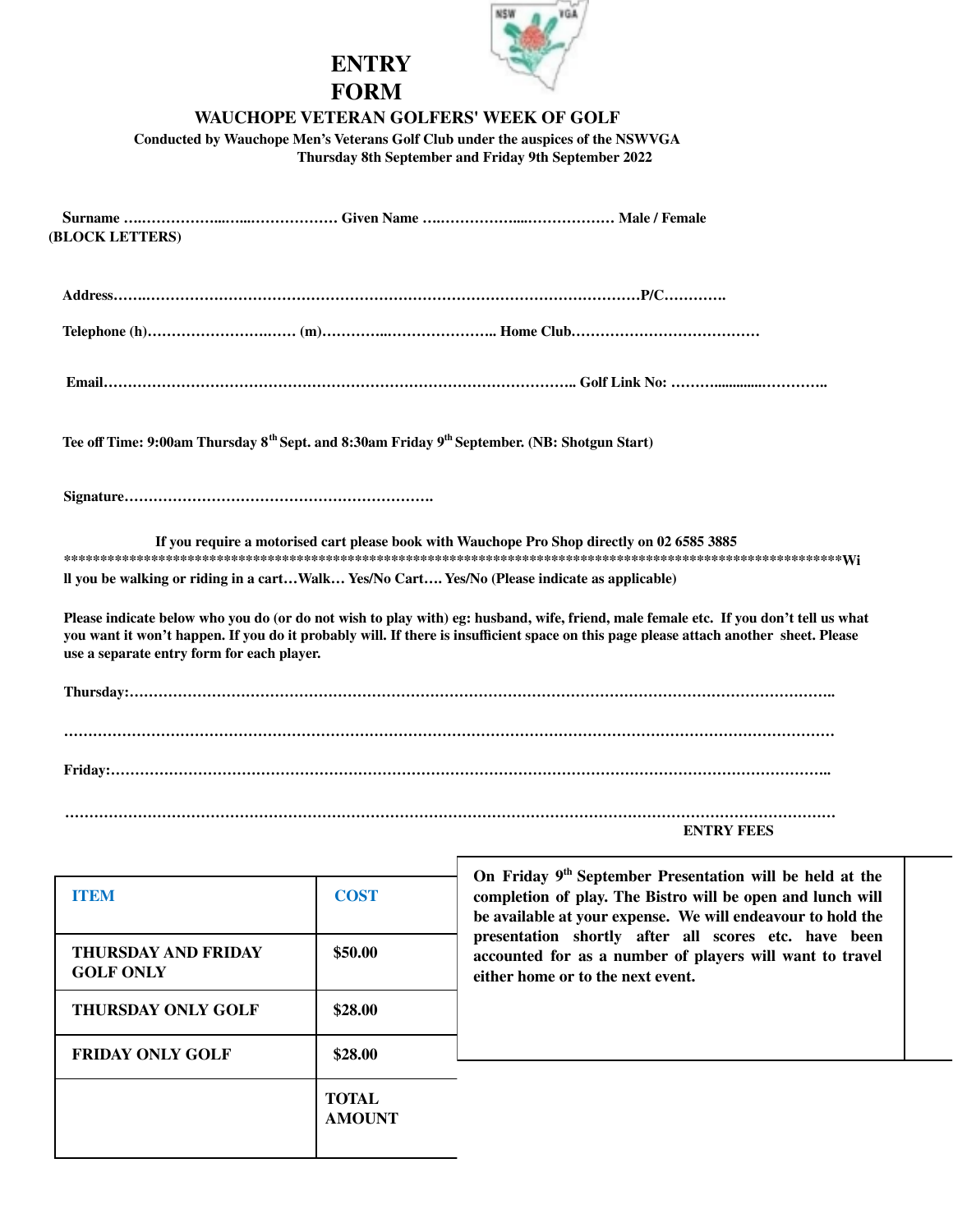# ENTRY FORM

## WAUCHOPE VETERAN GOLFERS' WEEK OF GOLF

**Conducted by Wauchope Men's Veterans Golf Club under the auspices of the NSWVGA**

**Thursday 8th September and Friday 9th September 2022**

**Surname ….………………..…...……………… Given Name ….………………...……………… Male / Female**
**(BLOCK LETTERS)**

**Address…….…………………………………………………………………………………………P/C………….**

**Telephone (h)……………………….…… (m)…………..………………….. Home Club…………………………………**

**Email…………………………………………………………………………………….. Golf Link No: ……….............………….**

**Tee off Time: 9:00am Thursday 8th Sept. and 8:30am Friday 9th September. (NB: Shotgun Start)**

**Signature……………………………………………………….**

**If you require a motorised cart please book with Wauchope Pro Shop directly on 02 6585 3885**

**\*\*\*\*\*\*\*\*\*\*\*\*\*\*\*\*\*\*\*\*\*\*\*\*\*\*\*\*\*\*\*\*\*\*\*\*\*\*\*\*\*\*\*\*\*\*\*\*\*\*\*\*\*\*\*\*\*\*\*\*\*\*\*\*\*\*\*\*\*\*\*\*\*\*\*\*\*\*\*\*\*\*\*\*\*\*\*\*\*\*\*\*\*\*\*\*Will you be walking or riding in a cart…Walk… Yes/No Cart…. Yes/No (Please indicate as applicable)**

**Please indicate below who you do (or do not wish to play with) eg: husband, wife, friend, male female etc. If you don't tell us what you want it won't happen. If you do it probably will. If there is insufficient space on this page please attach another sheet. Please use a separate entry form for each player.**

**Thursday:……………………………………………………………………………………………………………………………..**

**…………………………………………………………………………………………………………………………………………**

**Friday:………………………………………………………………………………………………………………………………..**

**…………………………………………………………………………………………………………………………………………**

**ENTRY FEES**

| ITEM | COST |
|---|---|
| THURSDAY AND FRIDAY GOLF ONLY | $50.00 |
| THURSDAY ONLY GOLF | $28.00 |
| FRIDAY ONLY GOLF | $28.00 |
| | TOTAL AMOUNT |

**On Friday 9th September Presentation will be held at the completion of play. The Bistro will be open and lunch will be available at your expense. We will endeavour to hold the presentation shortly after all scores etc. have been accounted for as a number of players will want to travel either home or to the next event.**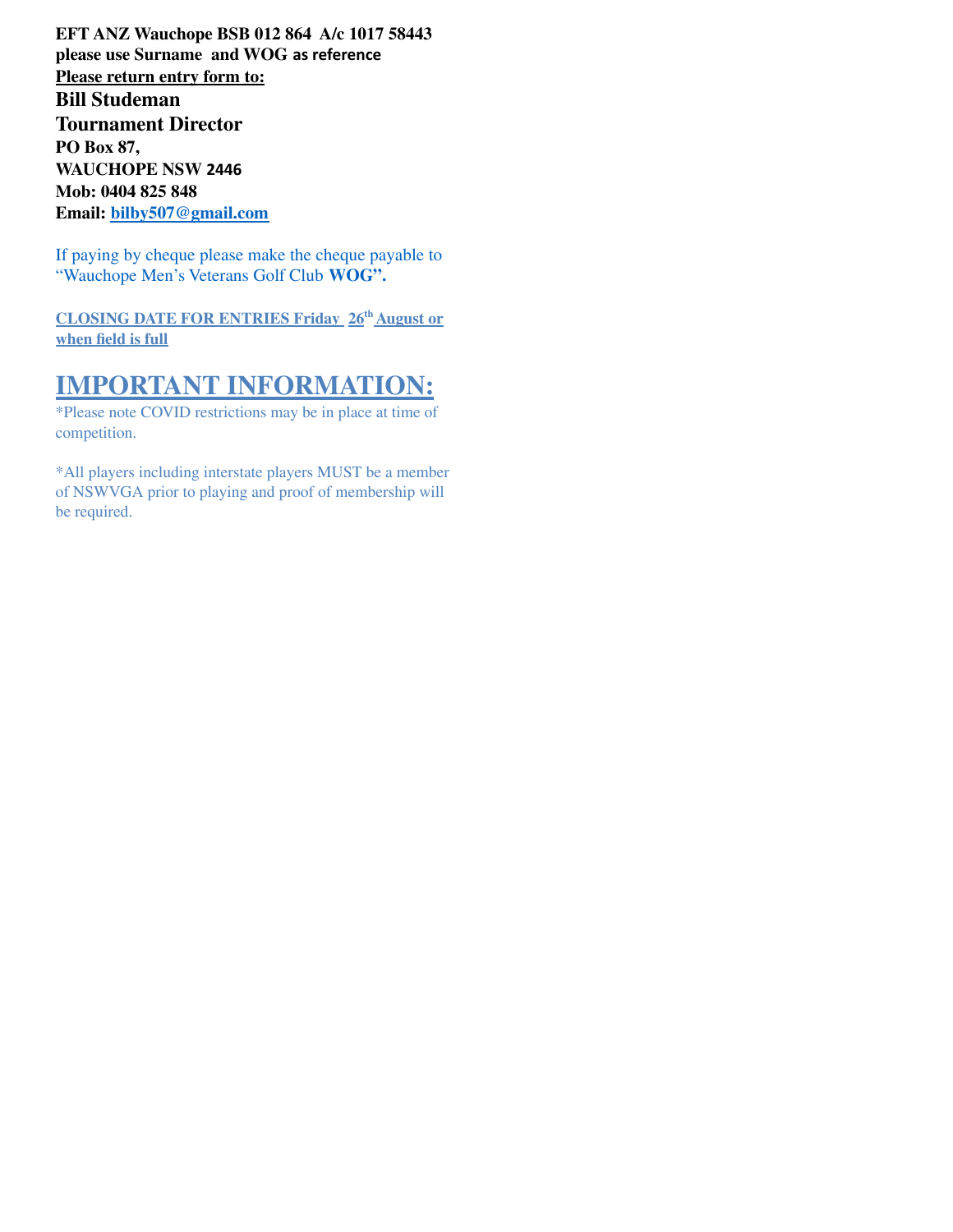**EFT ANZ Wauchope BSB 012 864 A/c 1017 58443**
**please use Surname and WOG as reference**

**Please return entry form to:**

**Bill Studeman**
**Tournament Director**
**PO Box 87,**
**WAUCHOPE NSW 2446**
**Mob: 0404 825 848**
**Email: bilby507@gmail.com**

If paying by cheque please make the cheque payable to "Wauchope Men's Veterans Golf Club **WOG".**

**CLOSING DATE FOR ENTRIES Friday 26th August or when field is full**

# IMPORTANT INFORMATION:

*Please note COVID restrictions may be in place at time of competition.

*All players including interstate players MUST be a member of NSWVGA prior to playing and proof of membership will be required.